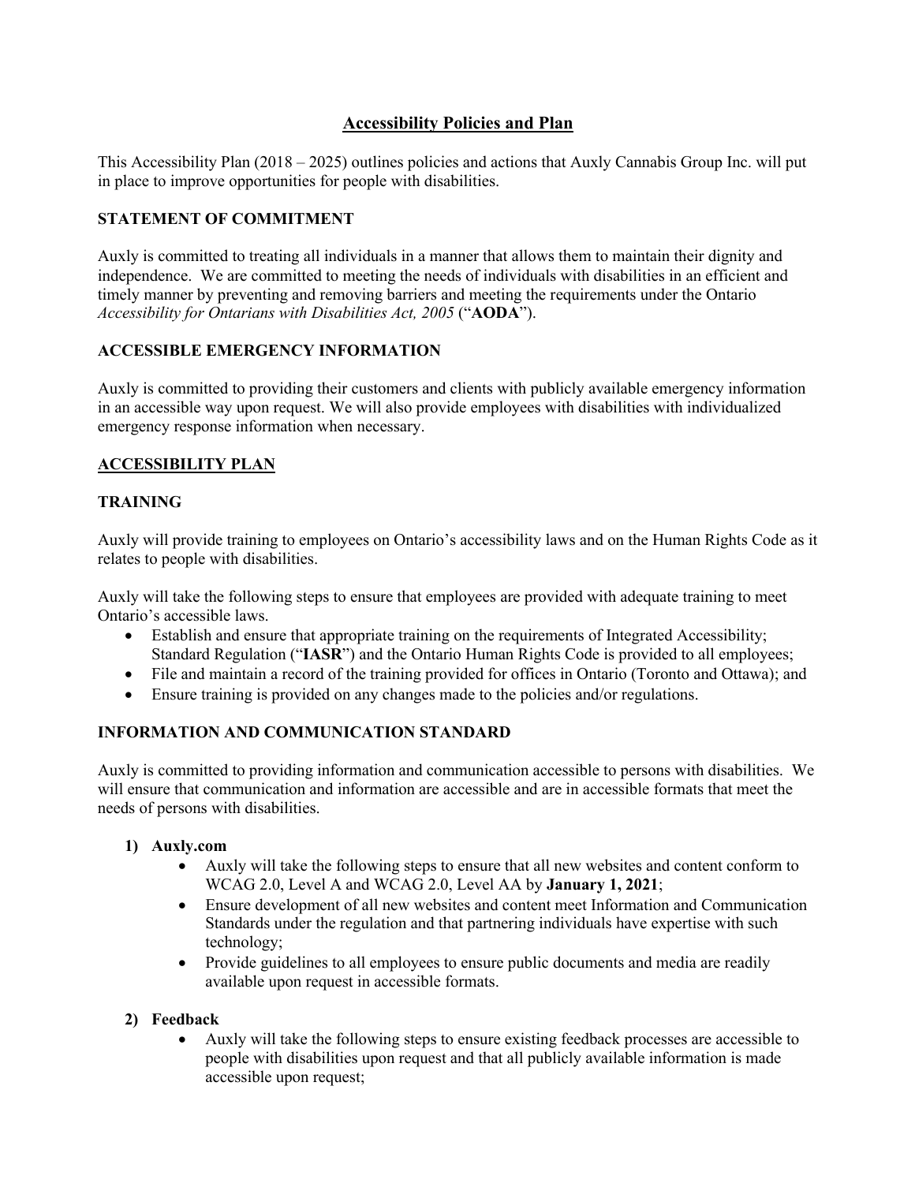# <u>Accessibility Policies and Plan</u>

This Accessibility Plan (2018 – 2025) outlines policies and actions that Auxly Cannabis Group Inc. will put in place to improve opportunities for people with disabilities.

## STATEMENT OF COMMITMENT

Auxly is committed to treating all individuals in a manner that allows them to maintain their dignity and independence. We are committed to meeting the needs of individuals with disabilities in an efficient and timely manner by preventing and removing barriers and meeting the requirements under the Ontario *Accessibility for Ontarians with Disabilities Act, 2005* ("**AODA**").

## ACCESSIBLE EMERGENCY INFORMATION

Auxly is committed to providing their customers and clients with publicly available emergency information in an accessible way upon request. We will also provide employees with disabilities with individualized emergency response information when necessary.

## <u>ACCESSIBILITY PLAN</u>

### TRAINING

Auxly will provide training to employees on Ontario's accessibility laws and on the Human Rights Code as it relates to people with disabilities.

Auxly will take the following steps to ensure that employees are provided with adequate training to meet Ontario's accessible laws.

- Establish and ensure that appropriate training on the requirements of Integrated Accessibility; Standard Regulation ("**IASR**") and the Ontario Human Rights Code is provided to all employees;
- File and maintain a record of the training provided for offices in Ontario (Toronto and Ottawa); and
- Ensure training is provided on any changes made to the policies and/or regulations.

### INFORMATION AND COMMUNICATION STANDARD

Auxly is committed to providing information and communication accessible to persons with disabilities. We will ensure that communication and information are accessible and are in accessible formats that meet the needs of persons with disabilities.

1) **Auxly.com**
    - Auxly will take the following steps to ensure that all new websites and content conform to WCAG 2.0, Level A and WCAG 2.0, Level AA by **January 1, 2021**;
    - Ensure development of all new websites and content meet Information and Communication Standards under the regulation and that partnering individuals have expertise with such technology;
    - Provide guidelines to all employees to ensure public documents and media are readily available upon request in accessible formats.

2) **Feedback**
    - Auxly will take the following steps to ensure existing feedback processes are accessible to people with disabilities upon request and that all publicly available information is made accessible upon request;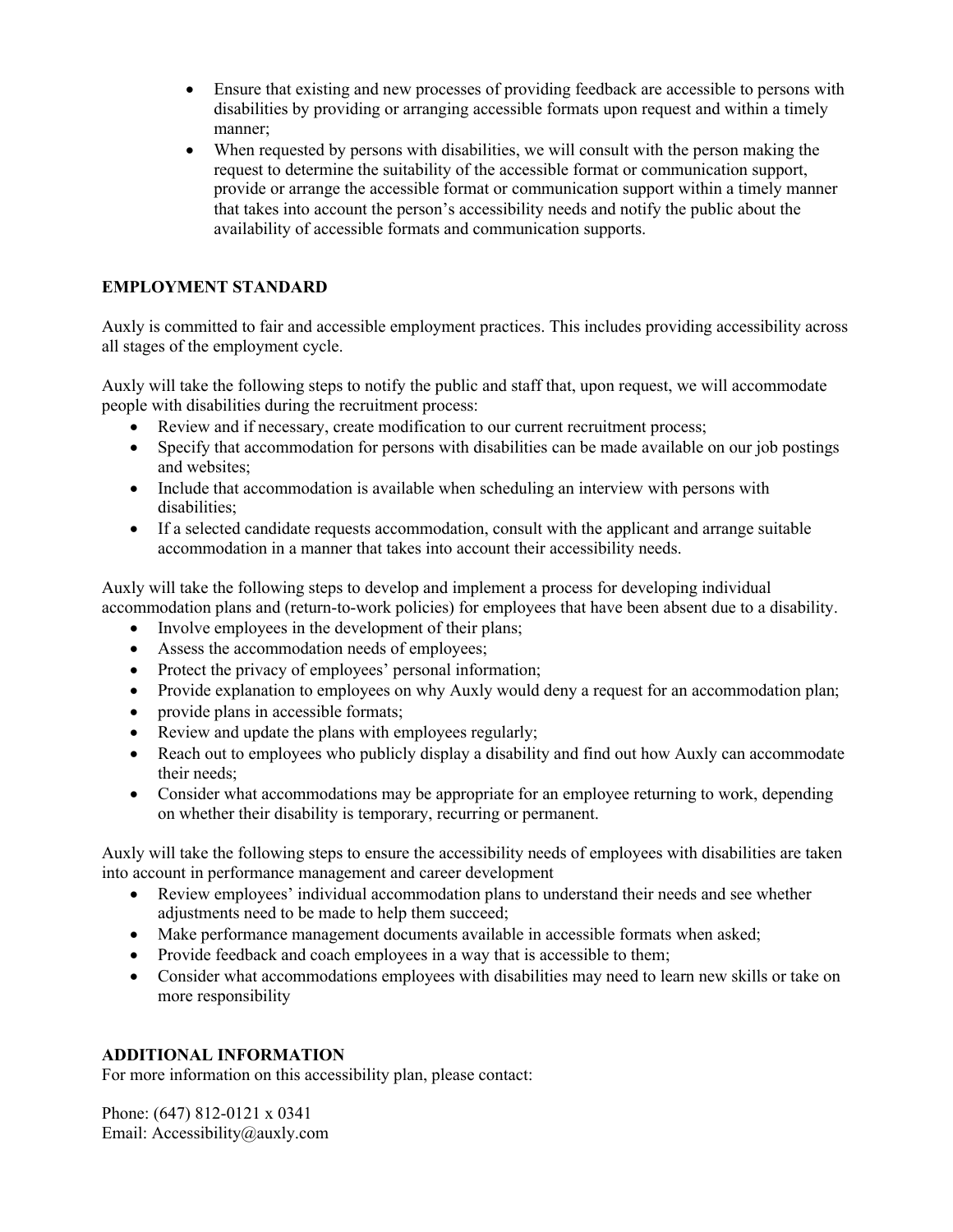- Ensure that existing and new processes of providing feedback are accessible to persons with disabilities by providing or arranging accessible formats upon request and within a timely manner;
- When requested by persons with disabilities, we will consult with the person making the request to determine the suitability of the accessible format or communication support, provide or arrange the accessible format or communication support within a timely manner that takes into account the person's accessibility needs and notify the public about the availability of accessible formats and communication supports.

## EMPLOYMENT STANDARD

Auxly is committed to fair and accessible employment practices. This includes providing accessibility across all stages of the employment cycle.

Auxly will take the following steps to notify the public and staff that, upon request, we will accommodate people with disabilities during the recruitment process:

- Review and if necessary, create modification to our current recruitment process;
- Specify that accommodation for persons with disabilities can be made available on our job postings and websites;
- Include that accommodation is available when scheduling an interview with persons with disabilities;
- If a selected candidate requests accommodation, consult with the applicant and arrange suitable accommodation in a manner that takes into account their accessibility needs.

Auxly will take the following steps to develop and implement a process for developing individual accommodation plans and (return-to-work policies) for employees that have been absent due to a disability.

- Involve employees in the development of their plans;
- Assess the accommodation needs of employees;
- Protect the privacy of employees' personal information;
- Provide explanation to employees on why Auxly would deny a request for an accommodation plan;
- provide plans in accessible formats;
- Review and update the plans with employees regularly;
- Reach out to employees who publicly display a disability and find out how Auxly can accommodate their needs;
- Consider what accommodations may be appropriate for an employee returning to work, depending on whether their disability is temporary, recurring or permanent.

Auxly will take the following steps to ensure the accessibility needs of employees with disabilities are taken into account in performance management and career development

- Review employees' individual accommodation plans to understand their needs and see whether adjustments need to be made to help them succeed;
- Make performance management documents available in accessible formats when asked;
- Provide feedback and coach employees in a way that is accessible to them;
- Consider what accommodations employees with disabilities may need to learn new skills or take on more responsibility

## ADDITIONAL INFORMATION

For more information on this accessibility plan, please contact:

Phone: (647) 812-0121 x 0341
Email: Accessibility@auxly.com